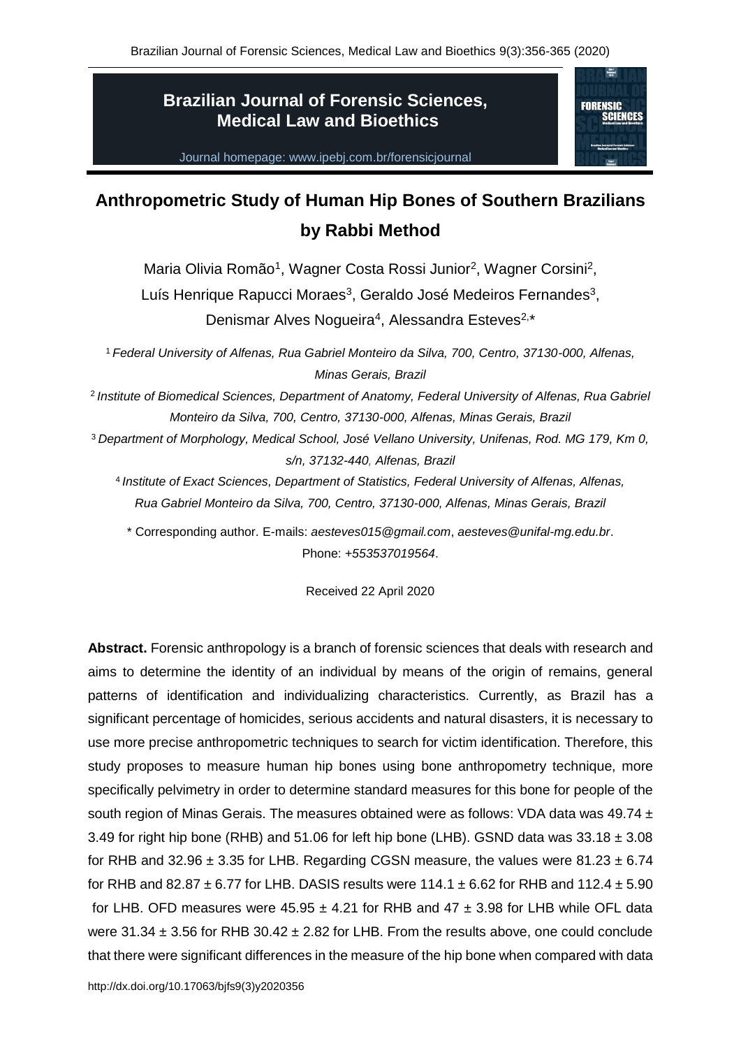**Brazilian Journal of Forensic Sciences, Medical Law and Bioethics**

Journal homepage: www.ipebj.com.br/forensicjournal

# Anthropometric Study of Human Hip Bones of Southern Brazilians by Rabbi Method

Maria Olivia Romão[1], Wagner Costa Rossi Junior[2], Wagner Corsini[2], Luís Henrique Rapucci Moraes[3], Geraldo José Medeiros Fernandes[3], Denismar Alves Nogueira[4], Alessandra Esteves[2,*]

[1] *Federal University of Alfenas, Rua Gabriel Monteiro da Silva, 700, Centro, 37130-000, Alfenas, Minas Gerais, Brazil*

[2] *Institute of Biomedical Sciences, Department of Anatomy, Federal University of Alfenas, Rua Gabriel Monteiro da Silva, 700, Centro, 37130-000, Alfenas, Minas Gerais, Brazil*

[3] *Department of Morphology, Medical School, José Vellano University, Unifenas, Rod. MG 179, Km 0, s/n, 37132-440, Alfenas, Brazil*

[4] *Institute of Exact Sciences, Department of Statistics, Federal University of Alfenas, Alfenas, Rua Gabriel Monteiro da Silva, 700, Centro, 37130-000, Alfenas, Minas Gerais, Brazil*

\* Corresponding author. E-mails: *aesteves015@gmail.com*, *aesteves@unifal-mg.edu.br*. Phone: *+553537019564*.

Received 22 April 2020

**Abstract.** Forensic anthropology is a branch of forensic sciences that deals with research and aims to determine the identity of an individual by means of the origin of remains, general patterns of identification and individualizing characteristics. Currently, as Brazil has a significant percentage of homicides, serious accidents and natural disasters, it is necessary to use more precise anthropometric techniques to search for victim identification. Therefore, this study proposes to measure human hip bones using bone anthropometry technique, more specifically pelvimetry in order to determine standard measures for this bone for people of the south region of Minas Gerais. The measures obtained were as follows: VDA data was 49.74 ± 3.49 for right hip bone (RHB) and 51.06 for left hip bone (LHB). GSND data was 33.18 ± 3.08 for RHB and 32.96 ± 3.35 for LHB. Regarding CGSN measure, the values were 81.23 ± 6.74 for RHB and 82.87 ± 6.77 for LHB. DASIS results were 114.1 ± 6.62 for RHB and 112.4 ± 5.90 for LHB. OFD measures were 45.95 ± 4.21 for RHB and 47 ± 3.98 for LHB while OFL data were 31.34 ± 3.56 for RHB 30.42 ± 2.82 for LHB. From the results above, one could conclude that there were significant differences in the measure of the hip bone when compared with data

http://dx.doi.org/10.17063/bjfs9(3)y2020356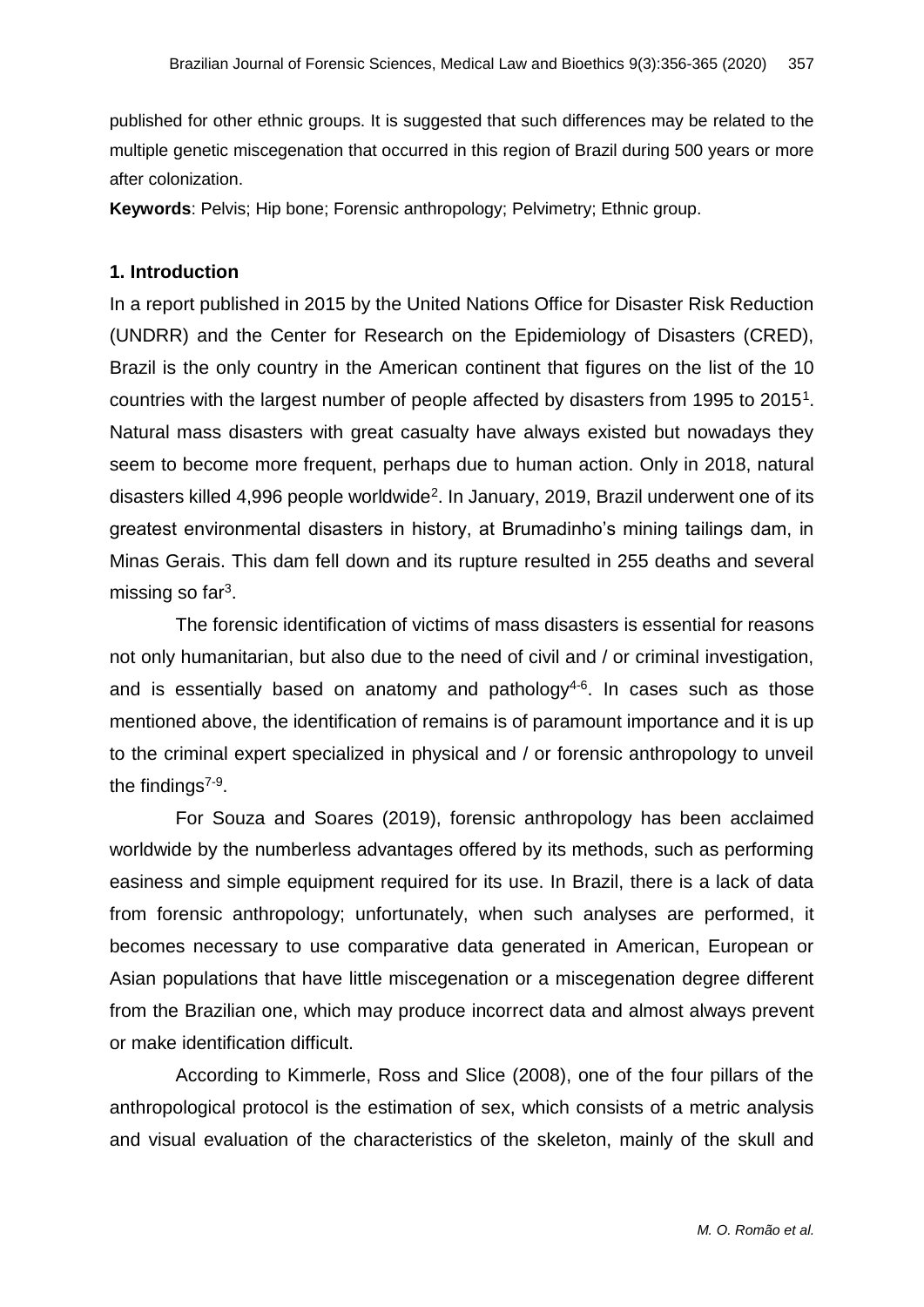published for other ethnic groups. It is suggested that such differences may be related to the multiple genetic miscegenation that occurred in this region of Brazil during 500 years or more after colonization.

**Keywords**: Pelvis; Hip bone; Forensic anthropology; Pelvimetry; Ethnic group.

## 1. Introduction

In a report published in 2015 by the United Nations Office for Disaster Risk Reduction (UNDRR) and the Center for Research on the Epidemiology of Disasters (CRED), Brazil is the only country in the American continent that figures on the list of the 10 countries with the largest number of people affected by disasters from 1995 to 2015[1]. Natural mass disasters with great casualty have always existed but nowadays they seem to become more frequent, perhaps due to human action. Only in 2018, natural disasters killed 4,996 people worldwide[2]. In January, 2019, Brazil underwent one of its greatest environmental disasters in history, at Brumadinho's mining tailings dam, in Minas Gerais. This dam fell down and its rupture resulted in 255 deaths and several missing so far[3].

The forensic identification of victims of mass disasters is essential for reasons not only humanitarian, but also due to the need of civil and / or criminal investigation, and is essentially based on anatomy and pathology[4-6]. In cases such as those mentioned above, the identification of remains is of paramount importance and it is up to the criminal expert specialized in physical and / or forensic anthropology to unveil the findings[7-9].

For Souza and Soares (2019), forensic anthropology has been acclaimed worldwide by the numberless advantages offered by its methods, such as performing easiness and simple equipment required for its use. In Brazil, there is a lack of data from forensic anthropology; unfortunately, when such analyses are performed, it becomes necessary to use comparative data generated in American, European or Asian populations that have little miscegenation or a miscegenation degree different from the Brazilian one, which may produce incorrect data and almost always prevent or make identification difficult.

According to Kimmerle, Ross and Slice (2008), one of the four pillars of the anthropological protocol is the estimation of sex, which consists of a metric analysis and visual evaluation of the characteristics of the skeleton, mainly of the skull and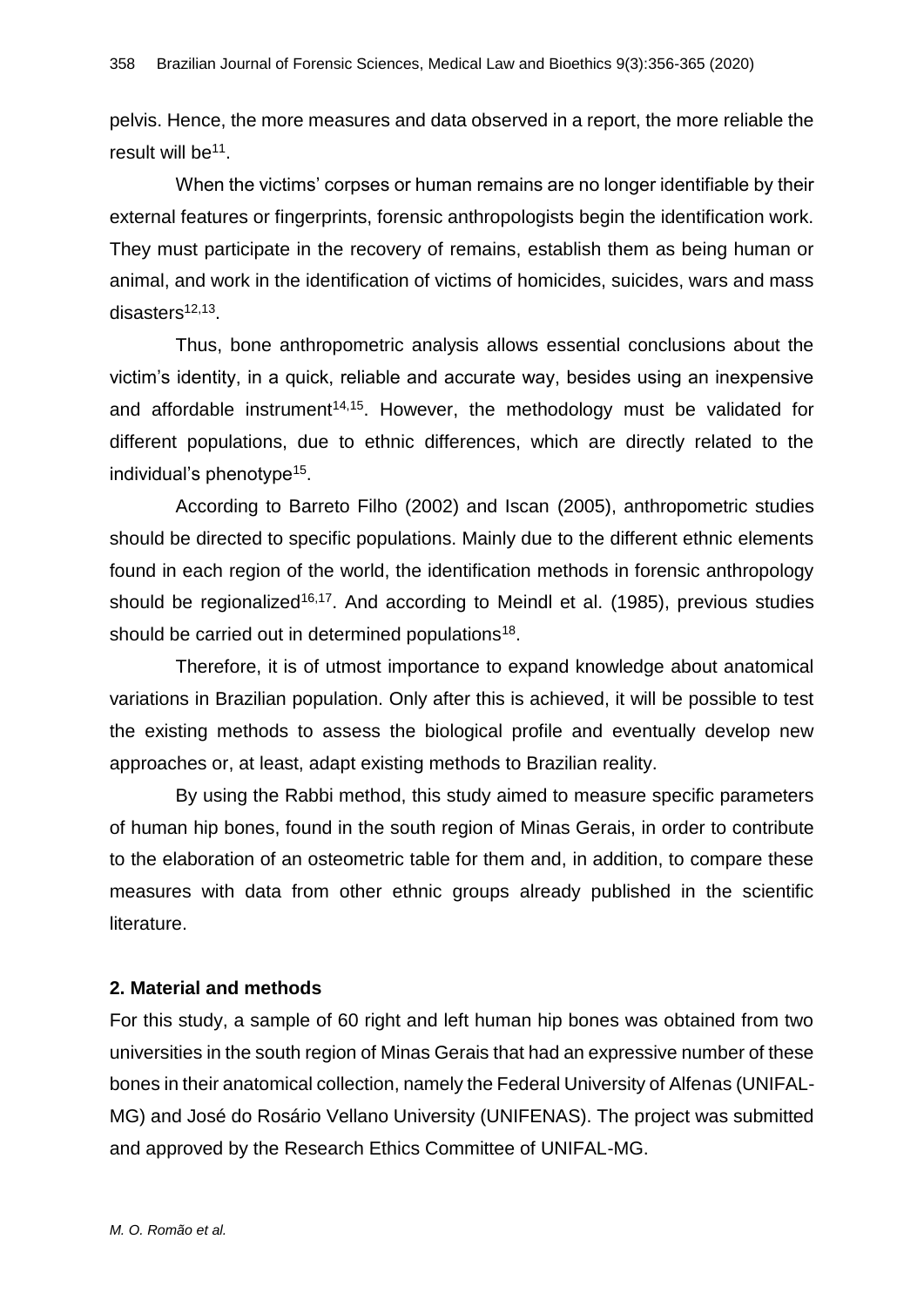pelvis. Hence, the more measures and data observed in a report, the more reliable the result will be[11].

When the victims' corpses or human remains are no longer identifiable by their external features or fingerprints, forensic anthropologists begin the identification work. They must participate in the recovery of remains, establish them as being human or animal, and work in the identification of victims of homicides, suicides, wars and mass disasters[12,13].

Thus, bone anthropometric analysis allows essential conclusions about the victim's identity, in a quick, reliable and accurate way, besides using an inexpensive and affordable instrument[14,15]. However, the methodology must be validated for different populations, due to ethnic differences, which are directly related to the individual's phenotype[15].

According to Barreto Filho (2002) and Iscan (2005), anthropometric studies should be directed to specific populations. Mainly due to the different ethnic elements found in each region of the world, the identification methods in forensic anthropology should be regionalized[16,17]. And according to Meindl et al. (1985), previous studies should be carried out in determined populations[18].

Therefore, it is of utmost importance to expand knowledge about anatomical variations in Brazilian population. Only after this is achieved, it will be possible to test the existing methods to assess the biological profile and eventually develop new approaches or, at least, adapt existing methods to Brazilian reality.

By using the Rabbi method, this study aimed to measure specific parameters of human hip bones, found in the south region of Minas Gerais, in order to contribute to the elaboration of an osteometric table for them and, in addition, to compare these measures with data from other ethnic groups already published in the scientific literature.

## 2. Material and methods

For this study, a sample of 60 right and left human hip bones was obtained from two universities in the south region of Minas Gerais that had an expressive number of these bones in their anatomical collection, namely the Federal University of Alfenas (UNIFAL-MG) and José do Rosário Vellano University (UNIFENAS). The project was submitted and approved by the Research Ethics Committee of UNIFAL-MG.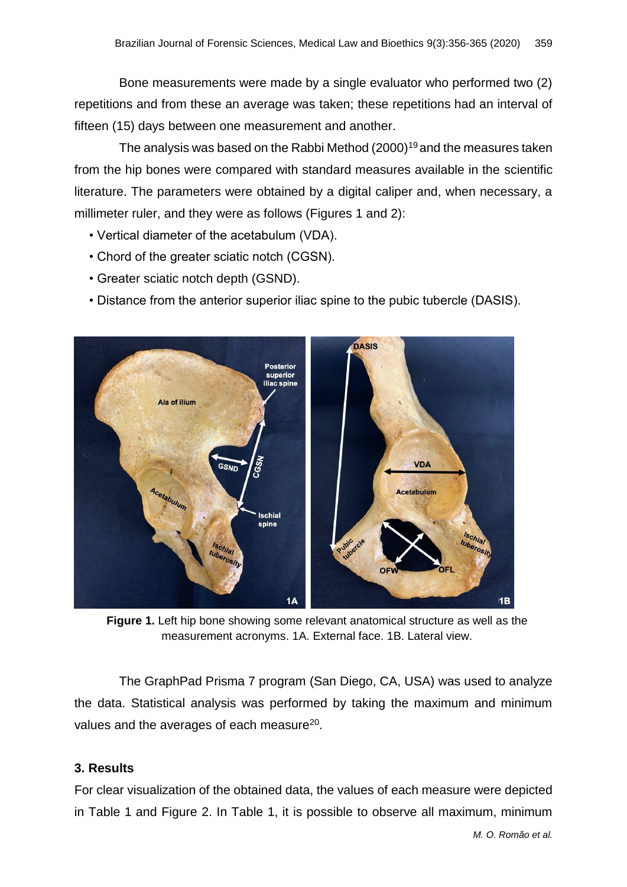Bone measurements were made by a single evaluator who performed two (2) repetitions and from these an average was taken; these repetitions had an interval of fifteen (15) days between one measurement and another.

The analysis was based on the Rabbi Method (2000)[19] and the measures taken from the hip bones were compared with standard measures available in the scientific literature. The parameters were obtained by a digital caliper and, when necessary, a millimeter ruler, and they were as follows (Figures 1 and 2):

- Vertical diameter of the acetabulum (VDA).
- Chord of the greater sciatic notch (CGSN).
- Greater sciatic notch depth (GSND).
- Distance from the anterior superior iliac spine to the pubic tubercle (DASIS).

**Figure 1.** Left hip bone showing some relevant anatomical structure as well as the measurement acronyms. 1A. External face. 1B. Lateral view.

The GraphPad Prisma 7 program (San Diego, CA, USA) was used to analyze the data. Statistical analysis was performed by taking the maximum and minimum values and the averages of each measure[20].

### 3. Results

For clear visualization of the obtained data, the values of each measure were depicted in Table 1 and Figure 2. In Table 1, it is possible to observe all maximum, minimum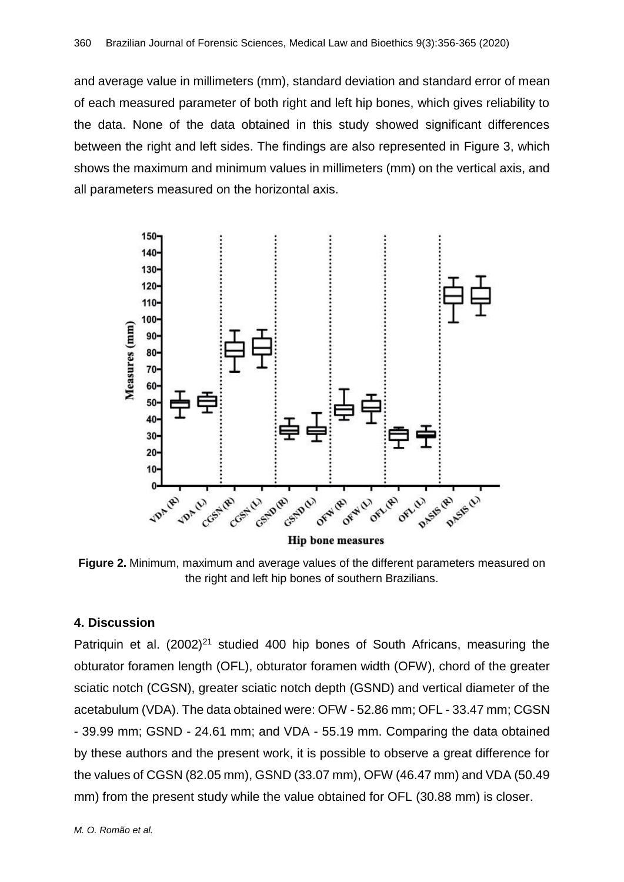and average value in millimeters (mm), standard deviation and standard error of mean of each measured parameter of both right and left hip bones, which gives reliability to the data. None of the data obtained in this study showed significant differences between the right and left sides. The findings are also represented in Figure 3, which shows the maximum and minimum values in millimeters (mm) on the vertical axis, and all parameters measured on the horizontal axis.

**Figure 2.** Minimum, maximum and average values of the different parameters measured on the right and left hip bones of southern Brazilians.

## 4. Discussion

Patriquin et al. (2002)[21] studied 400 hip bones of South Africans, measuring the obturator foramen length (OFL), obturator foramen width (OFW), chord of the greater sciatic notch (CGSN), greater sciatic notch depth (GSND) and vertical diameter of the acetabulum (VDA). The data obtained were: OFW - 52.86 mm; OFL - 33.47 mm; CGSN - 39.99 mm; GSND - 24.61 mm; and VDA - 55.19 mm. Comparing the data obtained by these authors and the present work, it is possible to observe a great difference for the values of CGSN (82.05 mm), GSND (33.07 mm), OFW (46.47 mm) and VDA (50.49 mm) from the present study while the value obtained for OFL (30.88 mm) is closer.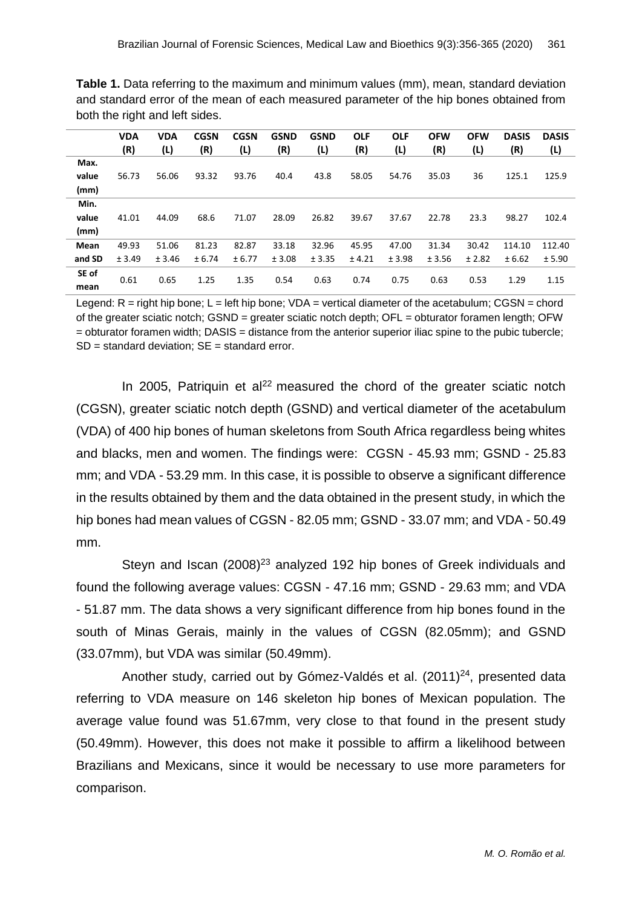**Table 1.** Data referring to the maximum and minimum values (mm), mean, standard deviation and standard error of the mean of each measured parameter of the hip bones obtained from both the right and left sides.

| | VDA (R) | VDA (L) | CGSN (R) | CGSN (L) | GSND (R) | GSND (L) | OLF (R) | OLF (L) | OFW (R) | OFW (L) | DASIS (R) | DASIS (L) |
|---|---|---|---|---|---|---|---|---|---|---|---|---|
| Max. value (mm) | 56.73 | 56.06 | 93.32 | 93.76 | 40.4 | 43.8 | 58.05 | 54.76 | 35.03 | 36 | 125.1 | 125.9 |
| Min. value (mm) | 41.01 | 44.09 | 68.6 | 71.07 | 28.09 | 26.82 | 39.67 | 37.67 | 22.78 | 23.3 | 98.27 | 102.4 |
| Mean and SD | 49.93 ± 3.49 | 51.06 ± 3.46 | 81.23 ± 6.74 | 82.87 ± 6.77 | 33.18 ± 3.08 | 32.96 ± 3.35 | 45.95 ± 4.21 | 47.00 ± 3.98 | 31.34 ± 3.56 | 30.42 ± 2.82 | 114.10 ± 6.62 | 112.40 ± 5.90 |
| SE of mean | 0.61 | 0.65 | 1.25 | 1.35 | 0.54 | 0.63 | 0.74 | 0.75 | 0.63 | 0.53 | 1.29 | 1.15 |

Legend: R = right hip bone; L = left hip bone; VDA = vertical diameter of the acetabulum; CGSN = chord of the greater sciatic notch; GSND = greater sciatic notch depth; OFL = obturator foramen length; OFW = obturator foramen width; DASIS = distance from the anterior superior iliac spine to the pubic tubercle; SD = standard deviation; SE = standard error.

In 2005, Patriquin et al[22] measured the chord of the greater sciatic notch (CGSN), greater sciatic notch depth (GSND) and vertical diameter of the acetabulum (VDA) of 400 hip bones of human skeletons from South Africa regardless being whites and blacks, men and women. The findings were: CGSN - 45.93 mm; GSND - 25.83 mm; and VDA - 53.29 mm. In this case, it is possible to observe a significant difference in the results obtained by them and the data obtained in the present study, in which the hip bones had mean values of CGSN - 82.05 mm; GSND - 33.07 mm; and VDA - 50.49 mm.

Steyn and Iscan (2008)[23] analyzed 192 hip bones of Greek individuals and found the following average values: CGSN - 47.16 mm; GSND - 29.63 mm; and VDA - 51.87 mm. The data shows a very significant difference from hip bones found in the south of Minas Gerais, mainly in the values of CGSN (82.05mm); and GSND (33.07mm), but VDA was similar (50.49mm).

Another study, carried out by Gómez-Valdés et al. (2011)[24], presented data referring to VDA measure on 146 skeleton hip bones of Mexican population. The average value found was 51.67mm, very close to that found in the present study (50.49mm). However, this does not make it possible to affirm a likelihood between Brazilians and Mexicans, since it would be necessary to use more parameters for comparison.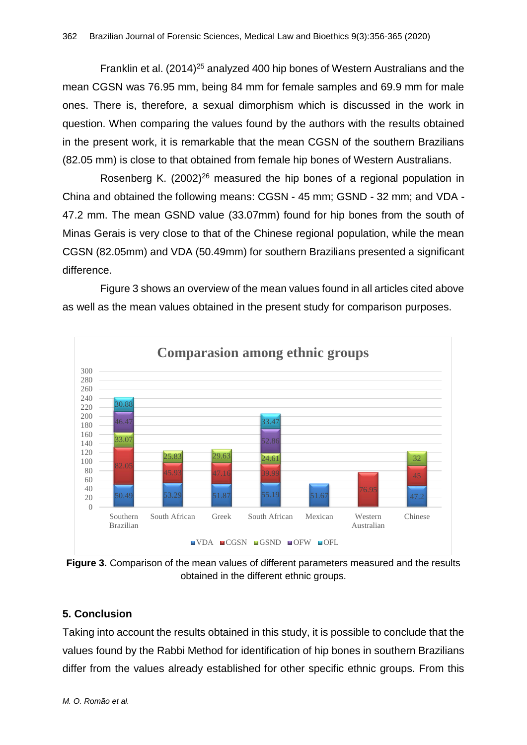Franklin et al. (2014)[25] analyzed 400 hip bones of Western Australians and the mean CGSN was 76.95 mm, being 84 mm for female samples and 69.9 mm for male ones. There is, therefore, a sexual dimorphism which is discussed in the work in question. When comparing the values found by the authors with the results obtained in the present work, it is remarkable that the mean CGSN of the southern Brazilians (82.05 mm) is close to that obtained from female hip bones of Western Australians.

Rosenberg K. (2002)[26] measured the hip bones of a regional population in China and obtained the following means: CGSN - 45 mm; GSND - 32 mm; and VDA - 47.2 mm. The mean GSND value (33.07mm) found for hip bones from the south of Minas Gerais is very close to that of the Chinese regional population, while the mean CGSN (82.05mm) and VDA (50.49mm) for southern Brazilians presented a significant difference.

Figure 3 shows an overview of the mean values found in all articles cited above as well as the mean values obtained in the present study for comparison purposes.

**Figure 3.** Comparison of the mean values of different parameters measured and the results obtained in the different ethnic groups.

## 5. Conclusion

Taking into account the results obtained in this study, it is possible to conclude that the values found by the Rabbi Method for identification of hip bones in southern Brazilians differ from the values already established for other specific ethnic groups. From this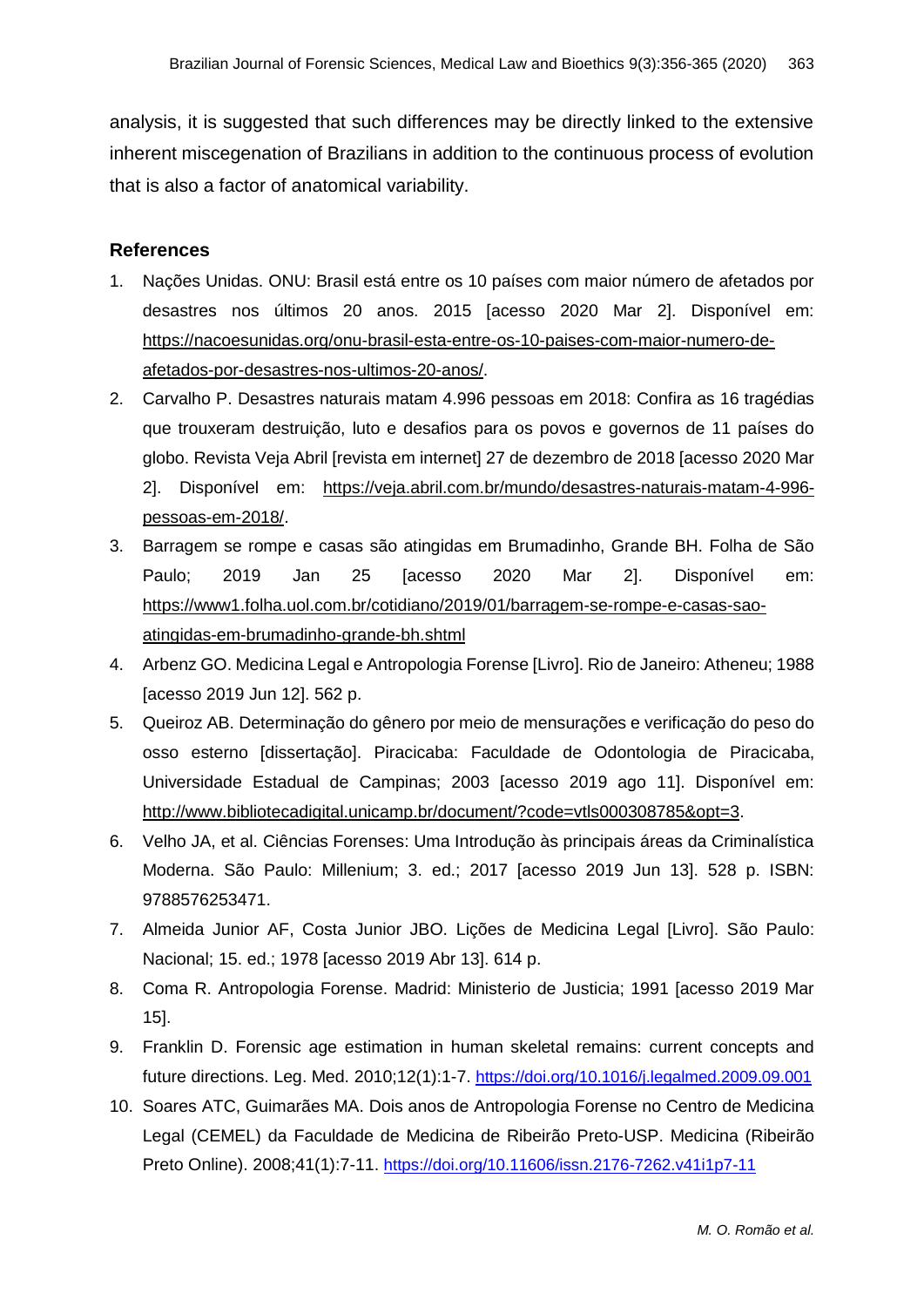analysis, it is suggested that such differences may be directly linked to the extensive inherent miscegenation of Brazilians in addition to the continuous process of evolution that is also a factor of anatomical variability.

## References

1. Nações Unidas. ONU: Brasil está entre os 10 países com maior número de afetados por desastres nos últimos 20 anos. 2015 [acesso 2020 Mar 2]. Disponível em: https://nacoesunidas.org/onu-brasil-esta-entre-os-10-paises-com-maior-numero-de-afetados-por-desastres-nos-ultimos-20-anos/.
2. Carvalho P. Desastres naturais matam 4.996 pessoas em 2018: Confira as 16 tragédias que trouxeram destruição, luto e desafios para os povos e governos de 11 países do globo. Revista Veja Abril [revista em internet] 27 de dezembro de 2018 [acesso 2020 Mar 2]. Disponível em: https://veja.abril.com.br/mundo/desastres-naturais-matam-4-996-pessoas-em-2018/.
3. Barragem se rompe e casas são atingidas em Brumadinho, Grande BH. Folha de São Paulo; 2019 Jan 25 [acesso 2020 Mar 2]. Disponível em: https://www1.folha.uol.com.br/cotidiano/2019/01/barragem-se-rompe-e-casas-sao-atingidas-em-brumadinho-grande-bh.shtml
4. Arbenz GO. Medicina Legal e Antropologia Forense [Livro]. Rio de Janeiro: Atheneu; 1988 [acesso 2019 Jun 12]. 562 p.
5. Queiroz AB. Determinação do gênero por meio de mensurações e verificação do peso do osso esterno [dissertação]. Piracicaba: Faculdade de Odontologia de Piracicaba, Universidade Estadual de Campinas; 2003 [acesso 2019 ago 11]. Disponível em: http://www.bibliotecadigital.unicamp.br/document/?code=vtls000308785&opt=3.
6. Velho JA, et al. Ciências Forenses: Uma Introdução às principais áreas da Criminalística Moderna. São Paulo: Millenium; 3. ed.; 2017 [acesso 2019 Jun 13]. 528 p. ISBN: 9788576253471.
7. Almeida Junior AF, Costa Junior JBO. Lições de Medicina Legal [Livro]. São Paulo: Nacional; 15. ed.; 1978 [acesso 2019 Abr 13]. 614 p.
8. Coma R. Antropologia Forense. Madrid: Ministerio de Justicia; 1991 [acesso 2019 Mar 15].
9. Franklin D. Forensic age estimation in human skeletal remains: current concepts and future directions. Leg. Med. 2010;12(1):1-7. https://doi.org/10.1016/j.legalmed.2009.09.001
10. Soares ATC, Guimarães MA. Dois anos de Antropologia Forense no Centro de Medicina Legal (CEMEL) da Faculdade de Medicina de Ribeirão Preto-USP. Medicina (Ribeirão Preto Online). 2008;41(1):7-11. https://doi.org/10.11606/issn.2176-7262.v41i1p7-11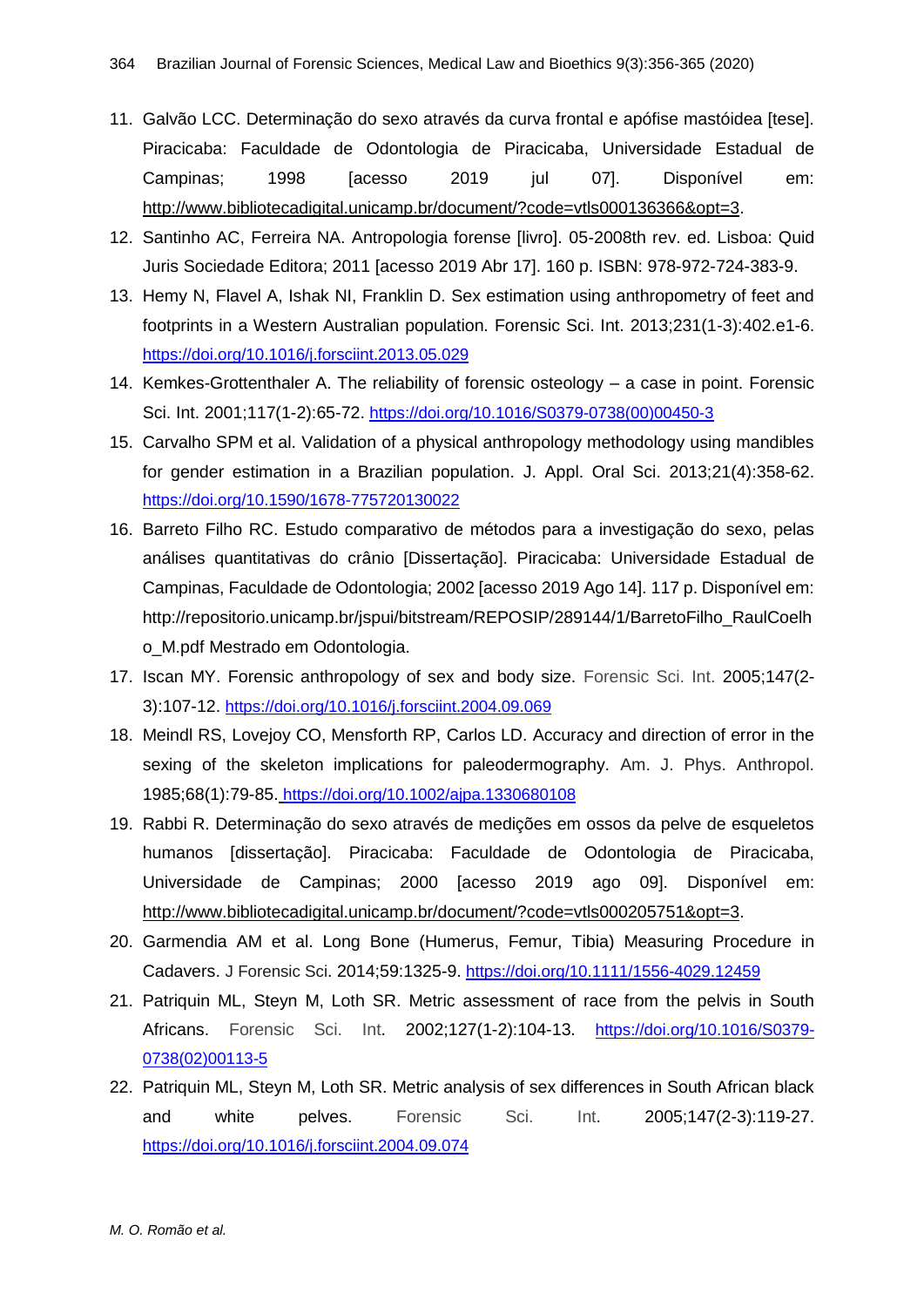11. Galvão LCC. Determinação do sexo através da curva frontal e apófise mastóidea [tese]. Piracicaba: Faculdade de Odontologia de Piracicaba, Universidade Estadual de Campinas; 1998 [acesso 2019 jul 07]. Disponível em: http://www.bibliotecadigital.unicamp.br/document/?code=vtls000136366&opt=3.
12. Santinho AC, Ferreira NA. Antropologia forense [livro]. 05-2008th rev. ed. Lisboa: Quid Juris Sociedade Editora; 2011 [acesso 2019 Abr 17]. 160 p. ISBN: 978-972-724-383-9.
13. Hemy N, Flavel A, Ishak NI, Franklin D. Sex estimation using anthropometry of feet and footprints in a Western Australian population. Forensic Sci. Int. 2013;231(1-3):402.e1-6. https://doi.org/10.1016/j.forsciint.2013.05.029
14. Kemkes-Grottenthaler A. The reliability of forensic osteology – a case in point. Forensic Sci. Int. 2001;117(1-2):65-72. https://doi.org/10.1016/S0379-0738(00)00450-3
15. Carvalho SPM et al. Validation of a physical anthropology methodology using mandibles for gender estimation in a Brazilian population. J. Appl. Oral Sci. 2013;21(4):358-62. https://doi.org/10.1590/1678-775720130022
16. Barreto Filho RC. Estudo comparativo de métodos para a investigação do sexo, pelas análises quantitativas do crânio [Dissertação]. Piracicaba: Universidade Estadual de Campinas, Faculdade de Odontologia; 2002 [acesso 2019 Ago 14]. 117 p. Disponível em: http://repositorio.unicamp.br/jspui/bitstream/REPOSIP/289144/1/BarretoFilho_RaulCoelho_M.pdf Mestrado em Odontologia.
17. Iscan MY. Forensic anthropology of sex and body size. Forensic Sci. Int. 2005;147(2-3):107-12. https://doi.org/10.1016/j.forsciint.2004.09.069
18. Meindl RS, Lovejoy CO, Mensforth RP, Carlos LD. Accuracy and direction of error in the sexing of the skeleton implications for paleodermography. Am. J. Phys. Anthropol. 1985;68(1):79-85. https://doi.org/10.1002/ajpa.1330680108
19. Rabbi R. Determinação do sexo através de medições em ossos da pelve de esqueletos humanos [dissertação]. Piracicaba: Faculdade de Odontologia de Piracicaba, Universidade de Campinas; 2000 [acesso 2019 ago 09]. Disponível em: http://www.bibliotecadigital.unicamp.br/document/?code=vtls000205751&opt=3.
20. Garmendia AM et al. Long Bone (Humerus, Femur, Tibia) Measuring Procedure in Cadavers. J Forensic Sci. 2014;59:1325-9. https://doi.org/10.1111/1556-4029.12459
21. Patriquin ML, Steyn M, Loth SR. Metric assessment of race from the pelvis in South Africans. Forensic Sci. Int. 2002;127(1-2):104-13. https://doi.org/10.1016/S0379-0738(02)00113-5
22. Patriquin ML, Steyn M, Loth SR. Metric analysis of sex differences in South African black and white pelves. Forensic Sci. Int. 2005;147(2-3):119-27. https://doi.org/10.1016/j.forsciint.2004.09.074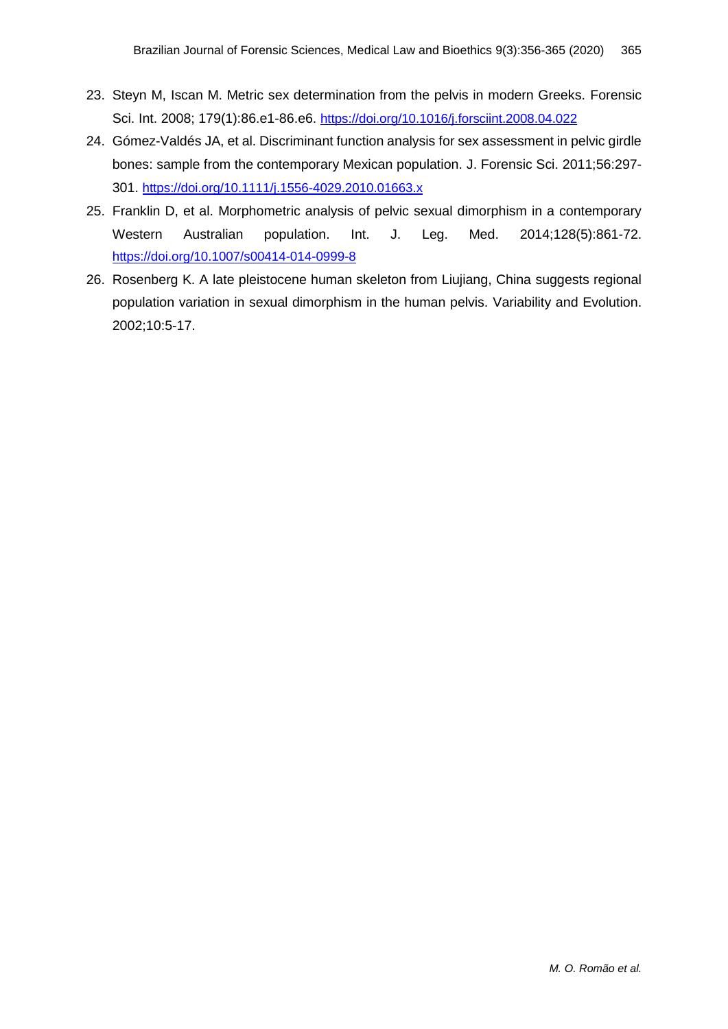23. Steyn M, Iscan M. Metric sex determination from the pelvis in modern Greeks. Forensic Sci. Int. 2008; 179(1):86.e1-86.e6. https://doi.org/10.1016/j.forsciint.2008.04.022
24. Gómez-Valdés JA, et al. Discriminant function analysis for sex assessment in pelvic girdle bones: sample from the contemporary Mexican population. J. Forensic Sci. 2011;56:297-301. https://doi.org/10.1111/j.1556-4029.2010.01663.x
25. Franklin D, et al. Morphometric analysis of pelvic sexual dimorphism in a contemporary Western Australian population. Int. J. Leg. Med. 2014;128(5):861-72. https://doi.org/10.1007/s00414-014-0999-8
26. Rosenberg K. A late pleistocene human skeleton from Liujiang, China suggests regional population variation in sexual dimorphism in the human pelvis. Variability and Evolution. 2002;10:5-17.